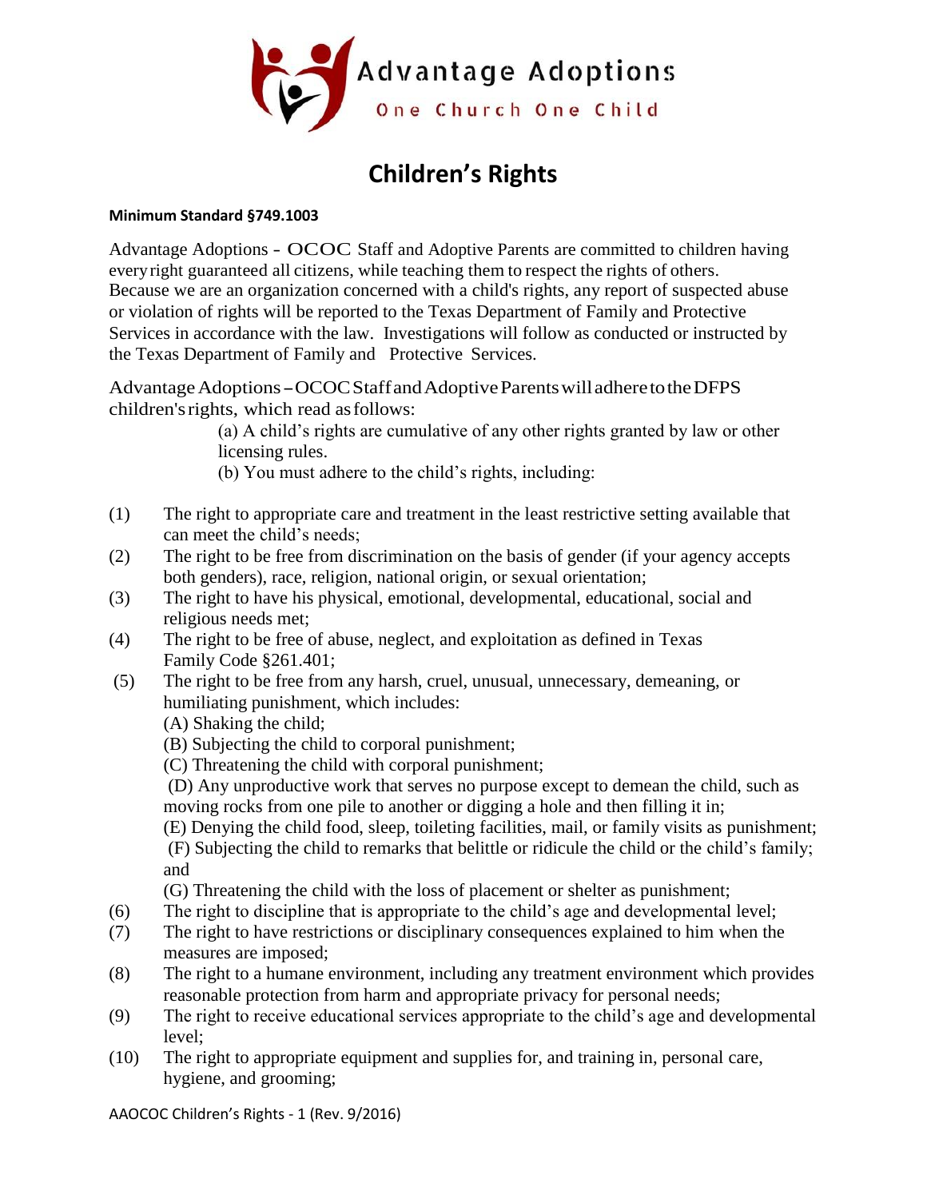Advantage Adoptions

One Church One Child

# Children's Rights

**Minimum Standard §749.1003**

Advantage Adoptions - OCOC Staff and Adoptive Parents are committed to children having every right guaranteed all citizens, while teaching them to respect the rights of others. Because we are an organization concerned with a child's rights, any report of suspected abuse or violation of rights will be reported to the Texas Department of Family and Protective Services in accordance with the law. Investigations will follow as conducted or instructed by the Texas Department of Family and Protective Services.

Advantage Adoptions – OCOC Staff and Adoptive Parents will adhere to the DFPS children's rights, which read as follows:

(a) A child's rights are cumulative of any other rights granted by law or other licensing rules.

(b) You must adhere to the child's rights, including:

(1) The right to appropriate care and treatment in the least restrictive setting available that can meet the child's needs;

(2) The right to be free from discrimination on the basis of gender (if your agency accepts both genders), race, religion, national origin, or sexual orientation;

(3) The right to have his physical, emotional, developmental, educational, social and religious needs met;

(4) The right to be free of abuse, neglect, and exploitation as defined in Texas Family Code §261.401;

(5) The right to be free from any harsh, cruel, unusual, unnecessary, demeaning, or humiliating punishment, which includes:

(A) Shaking the child;

(B) Subjecting the child to corporal punishment;

(C) Threatening the child with corporal punishment;

(D) Any unproductive work that serves no purpose except to demean the child, such as moving rocks from one pile to another or digging a hole and then filling it in;

(E) Denying the child food, sleep, toileting facilities, mail, or family visits as punishment;

(F) Subjecting the child to remarks that belittle or ridicule the child or the child's family; and

(G) Threatening the child with the loss of placement or shelter as punishment;

(6) The right to discipline that is appropriate to the child's age and developmental level;

(7) The right to have restrictions or disciplinary consequences explained to him when the measures are imposed;

(8) The right to a humane environment, including any treatment environment which provides reasonable protection from harm and appropriate privacy for personal needs;

(9) The right to receive educational services appropriate to the child's age and developmental level;

(10) The right to appropriate equipment and supplies for, and training in, personal care, hygiene, and grooming;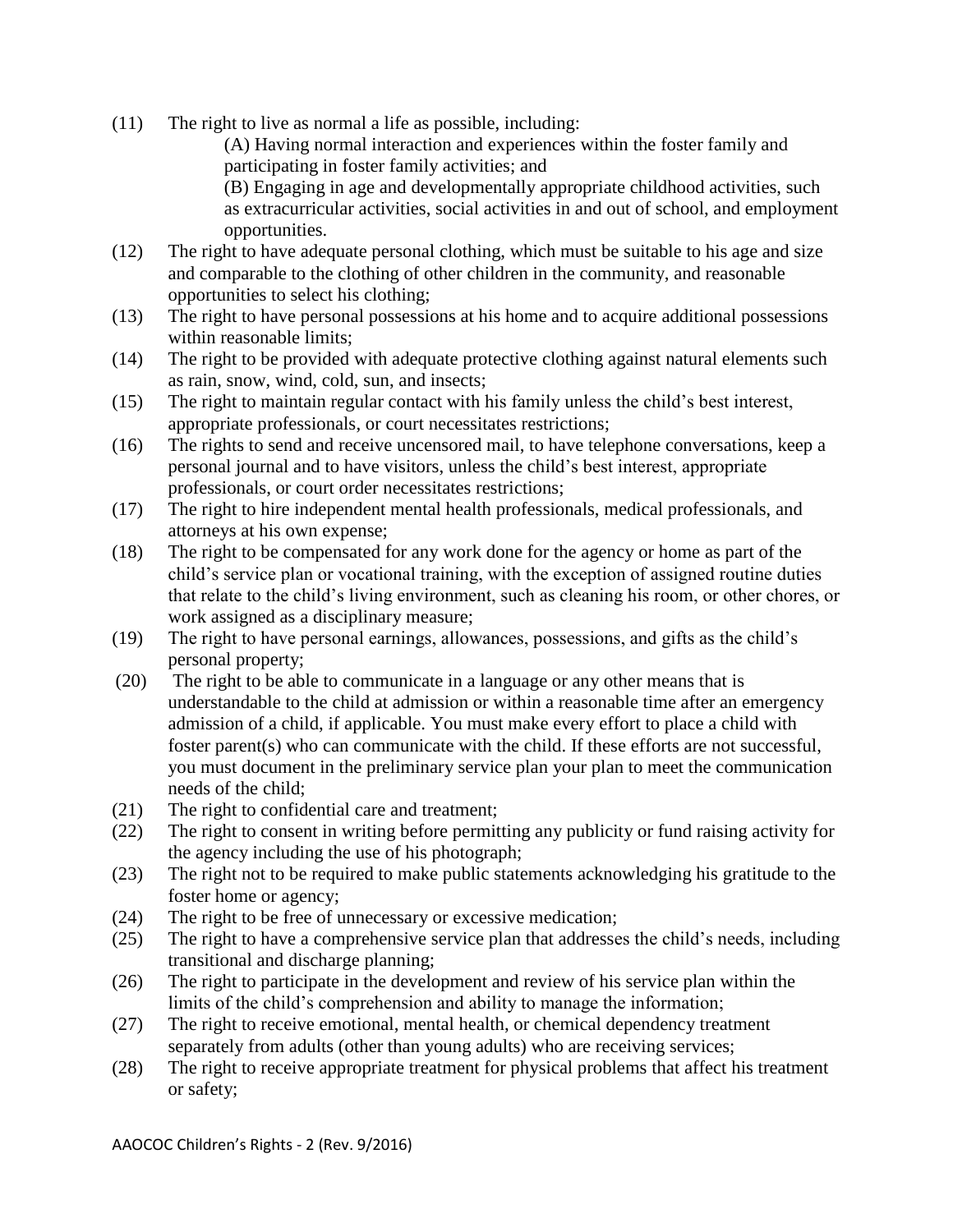(11) The right to live as normal a life as possible, including:

    (A) Having normal interaction and experiences within the foster family and participating in foster family activities; and

    (B) Engaging in age and developmentally appropriate childhood activities, such as extracurricular activities, social activities in and out of school, and employment opportunities.

(12) The right to have adequate personal clothing, which must be suitable to his age and size and comparable to the clothing of other children in the community, and reasonable opportunities to select his clothing;

(13) The right to have personal possessions at his home and to acquire additional possessions within reasonable limits;

(14) The right to be provided with adequate protective clothing against natural elements such as rain, snow, wind, cold, sun, and insects;

(15) The right to maintain regular contact with his family unless the child's best interest, appropriate professionals, or court necessitates restrictions;

(16) The rights to send and receive uncensored mail, to have telephone conversations, keep a personal journal and to have visitors, unless the child's best interest, appropriate professionals, or court order necessitates restrictions;

(17) The right to hire independent mental health professionals, medical professionals, and attorneys at his own expense;

(18) The right to be compensated for any work done for the agency or home as part of the child's service plan or vocational training, with the exception of assigned routine duties that relate to the child's living environment, such as cleaning his room, or other chores, or work assigned as a disciplinary measure;

(19) The right to have personal earnings, allowances, possessions, and gifts as the child's personal property;

(20) The right to be able to communicate in a language or any other means that is understandable to the child at admission or within a reasonable time after an emergency admission of a child, if applicable. You must make every effort to place a child with foster parent(s) who can communicate with the child. If these efforts are not successful, you must document in the preliminary service plan your plan to meet the communication needs of the child;

(21) The right to confidential care and treatment;

(22) The right to consent in writing before permitting any publicity or fund raising activity for the agency including the use of his photograph;

(23) The right not to be required to make public statements acknowledging his gratitude to the foster home or agency;

(24) The right to be free of unnecessary or excessive medication;

(25) The right to have a comprehensive service plan that addresses the child's needs, including transitional and discharge planning;

(26) The right to participate in the development and review of his service plan within the limits of the child's comprehension and ability to manage the information;

(27) The right to receive emotional, mental health, or chemical dependency treatment separately from adults (other than young adults) who are receiving services;

(28) The right to receive appropriate treatment for physical problems that affect his treatment or safety;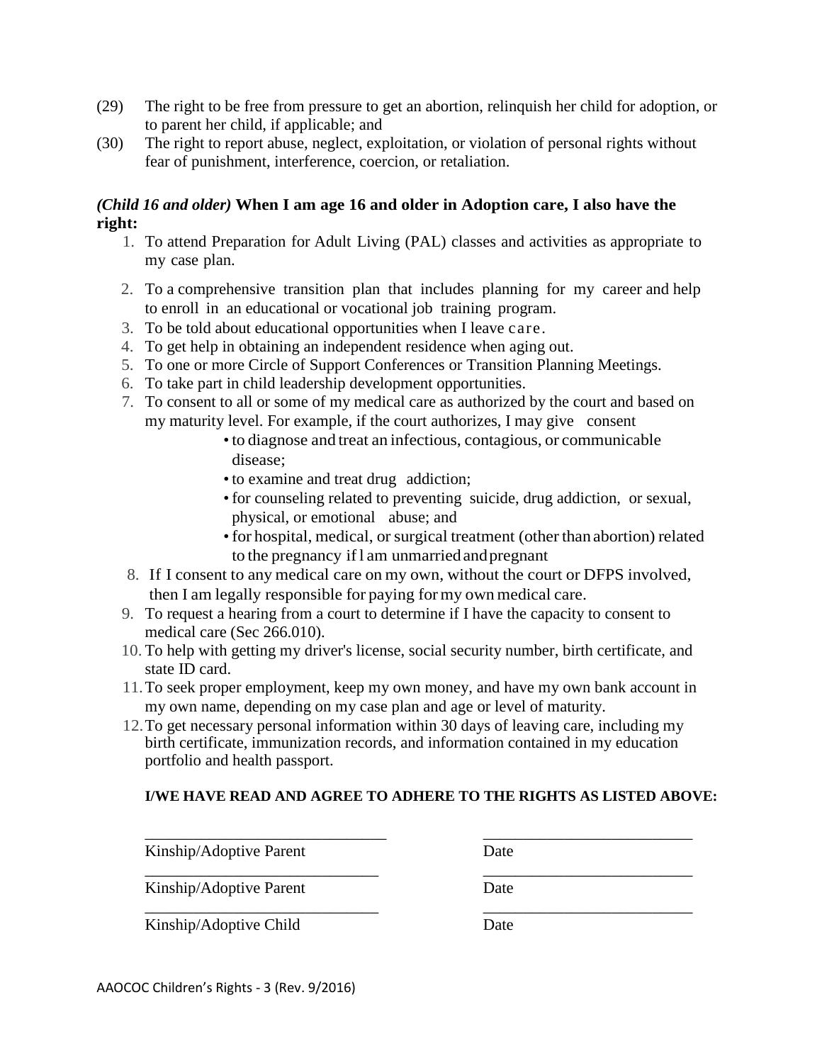(29) The right to be free from pressure to get an abortion, relinquish her child for adoption, or to parent her child, if applicable; and

(30) The right to report abuse, neglect, exploitation, or violation of personal rights without fear of punishment, interference, coercion, or retaliation.

***(Child 16 and older)* When I am age 16 and older in Adoption care, I also have the right:**

1. To attend Preparation for Adult Living (PAL) classes and activities as appropriate to my case plan.
2. To a comprehensive transition plan that includes planning for my career and help to enroll in an educational or vocational job training program.
3. To be told about educational opportunities when I leave care.
4. To get help in obtaining an independent residence when aging out.
5. To one or more Circle of Support Conferences or Transition Planning Meetings.
6. To take part in child leadership development opportunities.
7. To consent to all or some of my medical care as authorized by the court and based on my maturity level. For example, if the court authorizes, I may give consent
   - to diagnose and treat an infectious, contagious, or communicable disease;
   - to examine and treat drug addiction;
   - for counseling related to preventing suicide, drug addiction, or sexual, physical, or emotional abuse; and
   - for hospital, medical, or surgical treatment (other than abortion) related to the pregnancy if I am unmarried and pregnant
8. If I consent to any medical care on my own, without the court or DFPS involved, then I am legally responsible for paying for my own medical care.
9. To request a hearing from a court to determine if I have the capacity to consent to medical care (Sec 266.010).
10. To help with getting my driver's license, social security number, birth certificate, and state ID card.
11. To seek proper employment, keep my own money, and have my own bank account in my own name, depending on my case plan and age or level of maturity.
12. To get necessary personal information within 30 days of leaving care, including my birth certificate, immunization records, and information contained in my education portfolio and health passport.

**I/WE HAVE READ AND AGREE TO ADHERE TO THE RIGHTS AS LISTED ABOVE:**

______________________________ ______________________________

Kinship/Adoptive Parent Date

______________________________ ______________________________

Kinship/Adoptive Parent Date

______________________________ ______________________________

Kinship/Adoptive Child Date